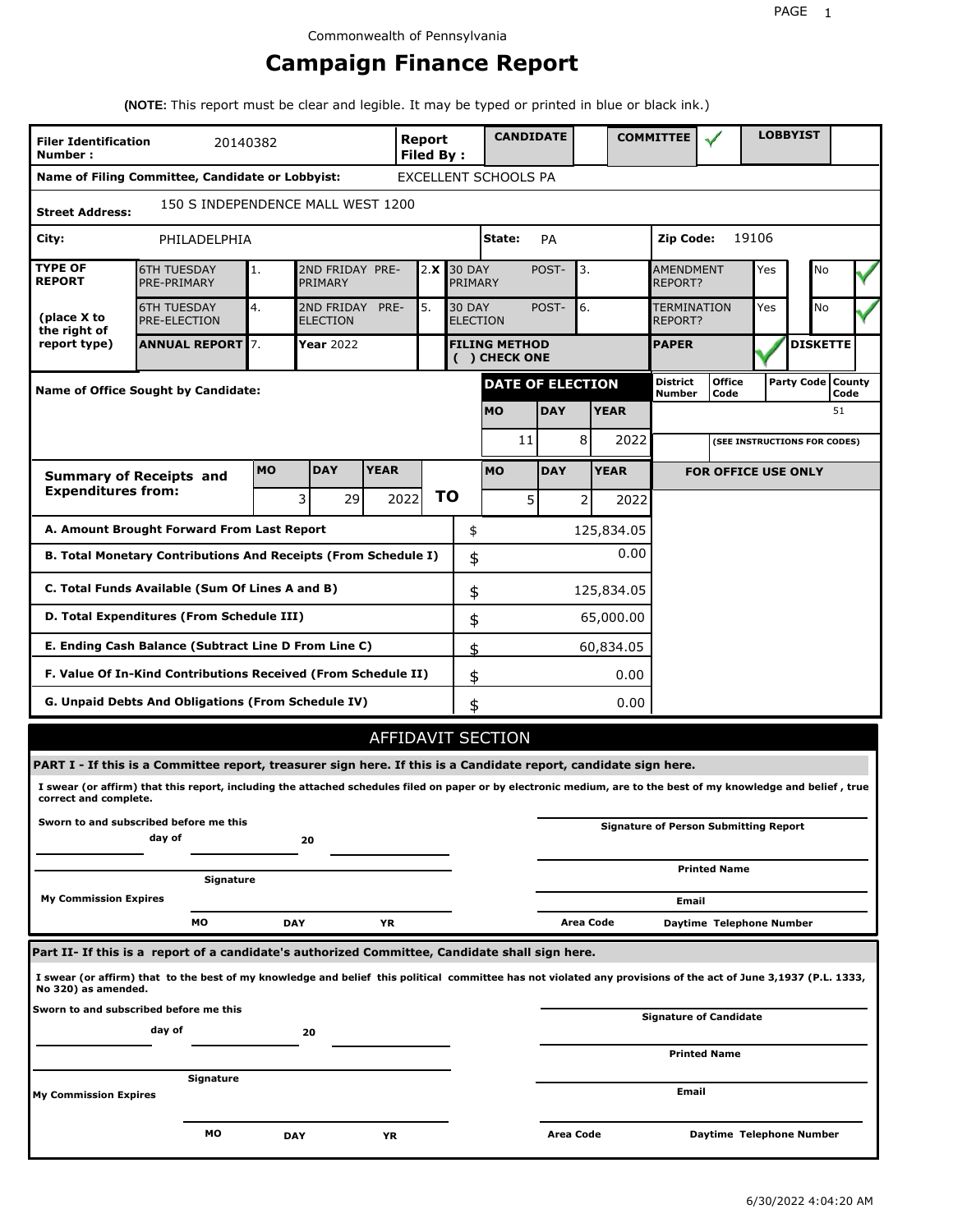Commonwealth of Pennsylvania

# Campaign Finance Report

**(NOTE:** This report must be clear and legible. It may be typed or printed in blue or black ink.)

| **Filer Identification Number :** | 20140382 | **Report Filed By :** | **CANDIDATE** | | **COMMITTEE** | ✓ | **LOBBYIST** | |
|---|---|---|---|---|---|---|---|---|

**Name of Filing Committee, Candidate or Lobbyist:** EXCELLENT SCHOOLS PA

**Street Address:** 150 S INDEPENDENCE MALL WEST 1200

**City:** PHILADELPHIA **State:** PA **Zip Code:** 19106

| **TYPE OF REPORT** (place X to the right of report type) | | | | | | | | |
|---|---|---|---|---|---|---|---|---|
| 6TH TUESDAY PRE-PRIMARY | 1. | 2ND FRIDAY PRE-PRIMARY | 2. X | 30 DAY POST-PRIMARY | 3. | AMENDMENT REPORT? | Yes | No ✓ |
| 6TH TUESDAY PRE-ELECTION | 4. | 2ND FRIDAY PRE-ELECTION | 5. | 30 DAY POST-ELECTION | 6. | TERMINATION REPORT? | Yes | No ✓ |
| **ANNUAL REPORT** | 7. | **Year** 2022 | | **FILING METHOD ( ) CHECK ONE** | | **PAPER** ✓ | | **DISKETTE** |

**Name of Office Sought by Candidate:**

| **DATE OF ELECTION** | | | **District Number** | **Office Code** | **Party Code** | **County Code** |
|---|---|---|---|---|---|---|
| **MO** | **DAY** | **YEAR** | | | | 51 |
| 11 | 8 | 2022 | | **(SEE INSTRUCTIONS FOR CODES)** | | |

| **Summary of Receipts and Expenditures from:** | **MO** | **DAY** | **YEAR** | **TO** | **MO** | **DAY** | **YEAR** |
|---|---|---|---|---|---|---|---|
| | 3 | 29 | 2022 | **TO** | 5 | 2 | 2022 |

| | | **FOR OFFICE USE ONLY** |
|---|---|---|
| **A. Amount Brought Forward From Last Report** | $ 125,834.05 | |
| **B. Total Monetary Contributions And Receipts (From Schedule I)** | $ 0.00 | |
| **C. Total Funds Available (Sum Of Lines A and B)** | $ 125,834.05 | |
| **D. Total Expenditures (From Schedule III)** | $ 65,000.00 | |
| **E. Ending Cash Balance (Subtract Line D From Line C)** | $ 60,834.05 | |
| **F. Value Of In-Kind Contributions Received (From Schedule II)** | $ 0.00 | |
| **G. Unpaid Debts And Obligations (From Schedule IV)** | $ 0.00 | |

## AFFIDAVIT SECTION

**PART I - If this is a Committee report, treasurer sign here. If this is a Candidate report, candidate sign here.**

**I swear (or affirm) that this report, including the attached schedules filed on paper or by electronic medium, are to the best of my knowledge and belief , true correct and complete.**

**Sworn to and subscribed before me this** ______ **day of** ______ **20** ______

______ **Signature**

**My Commission Expires** ______ **MO** ______ **DAY** ______ **YR**

______ **Signature of Person Submitting Report**

______ **Printed Name**

______ **Email**

**Area Code** ______ **Daytime Telephone Number**

**Part II- If this is a report of a candidate's authorized Committee, Candidate shall sign here.**

**I swear (or affirm) that to the best of my knowledge and belief this political committee has not violated any provisions of the act of June 3,1937 (P.L. 1333, No 320) as amended.**

**Sworn to and subscribed before me this** ______ **day of** ______ **20** ______

______ **Signature**

**My Commission Expires** ______ **MO** ______ **DAY** ______ **YR**

______ **Signature of Candidate**

______ **Printed Name**

______ **Email**

**Area Code** ______ **Daytime Telephone Number**

6/30/2022 4:04:20 AM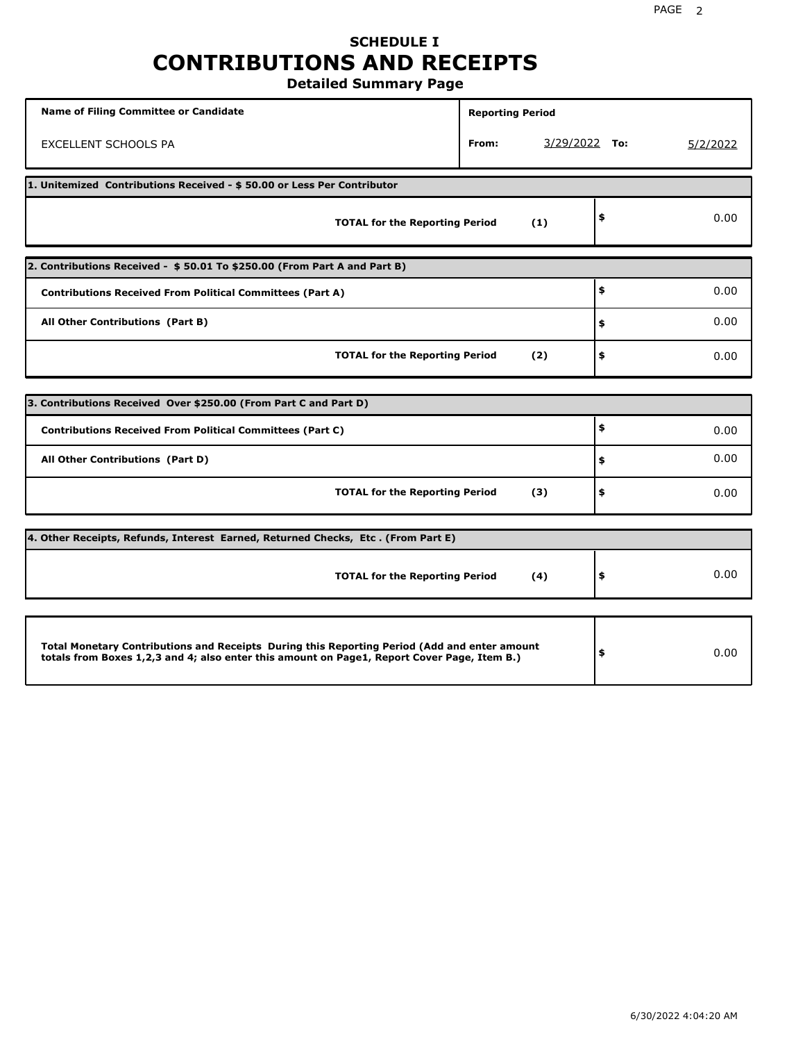# SCHEDULE I
# CONTRIBUTIONS AND RECEIPTS
### Detailed Summary Page

| Name of Filing Committee or Candidate | Reporting Period |
|---|---|
| EXCELLENT SCHOOLS PA | From: 3/29/2022 To: 5/2/2022 |

**1. Unitemized Contributions Received - $ 50.00 or Less Per Contributor**

| | | |
|---|---|---|
| **TOTAL for the Reporting Period** | **(1)** | $ 0.00 |

**2. Contributions Received - $ 50.01 To $250.00 (From Part A and Part B)**

| | | |
|---|---|---|
| **Contributions Received From Political Committees (Part A)** | | $ 0.00 |
| **All Other Contributions (Part B)** | | $ 0.00 |
| **TOTAL for the Reporting Period** | **(2)** | $ 0.00 |

**3. Contributions Received Over $250.00 (From Part C and Part D)**

| | | |
|---|---|---|
| **Contributions Received From Political Committees (Part C)** | | $ 0.00 |
| **All Other Contributions (Part D)** | | $ 0.00 |
| **TOTAL for the Reporting Period** | **(3)** | $ 0.00 |

**4. Other Receipts, Refunds, Interest Earned, Returned Checks, Etc . (From Part E)**

| | | |
|---|---|---|
| **TOTAL for the Reporting Period** | **(4)** | $ 0.00 |

| | |
|---|---|
| **Total Monetary Contributions and Receipts During this Reporting Period (Add and enter amount totals from Boxes 1,2,3 and 4; also enter this amount on Page1, Report Cover Page, Item B.)** | $ 0.00 |

6/30/2022 4:04:20 AM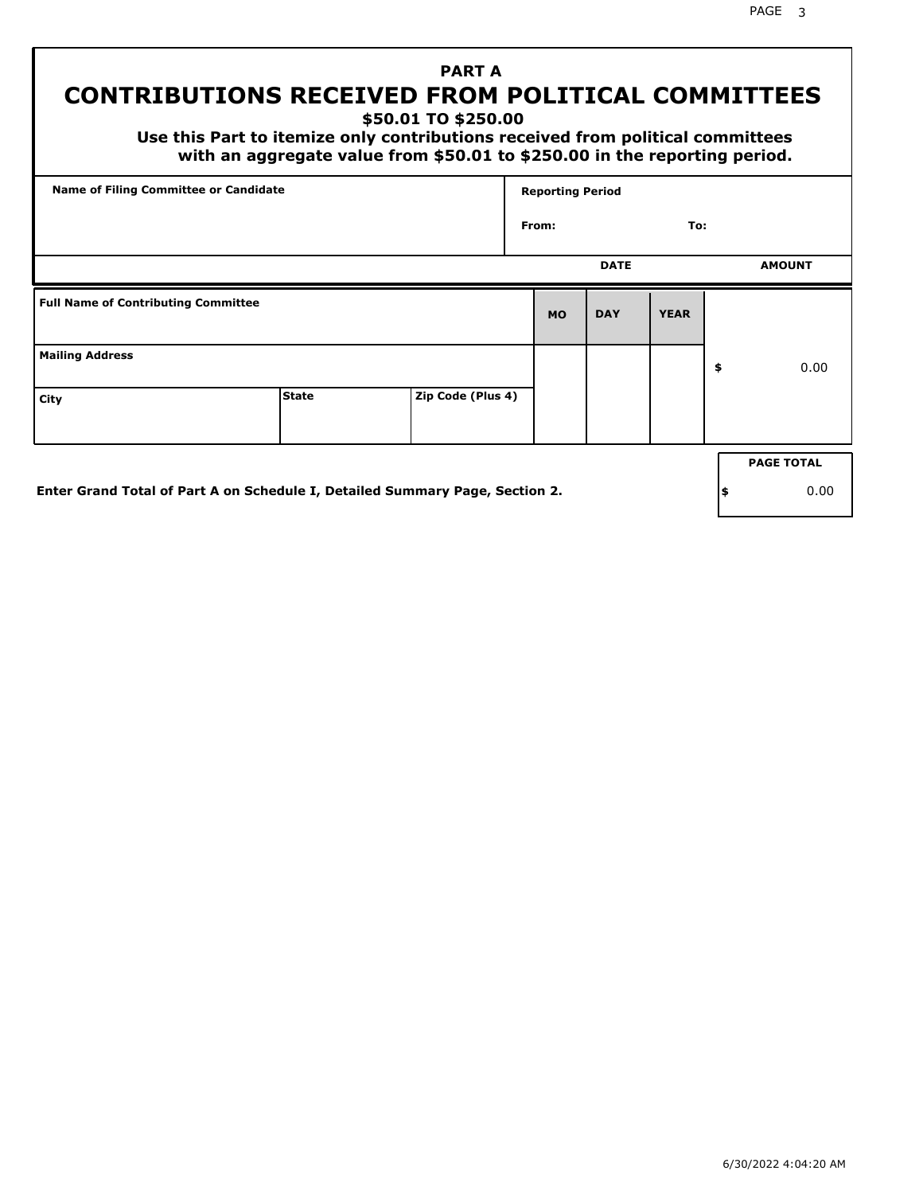# PART A
## CONTRIBUTIONS RECEIVED FROM POLITICAL COMMITTEES
### $50.01 TO $250.00

**Use this Part to itemize only contributions received from political committees with an aggregate value from $50.01 to $250.00 in the reporting period.**

| Name of Filing Committee or Candidate | Reporting Period |
|---|---|
| | From: To: |

| Full Name of Contributing Committee | | | DATE MO | DAY | YEAR | AMOUNT |
|---|---|---|---|---|---|---|
| Mailing Address | | | | | | $ 0.00 |
| City | State | Zip Code (Plus 4) | | | | |

**Enter Grand Total of Part A on Schedule I, Detailed Summary Page, Section 2.**

| PAGE TOTAL |
|---|
| $ 0.00 |

6/30/2022 4:04:20 AM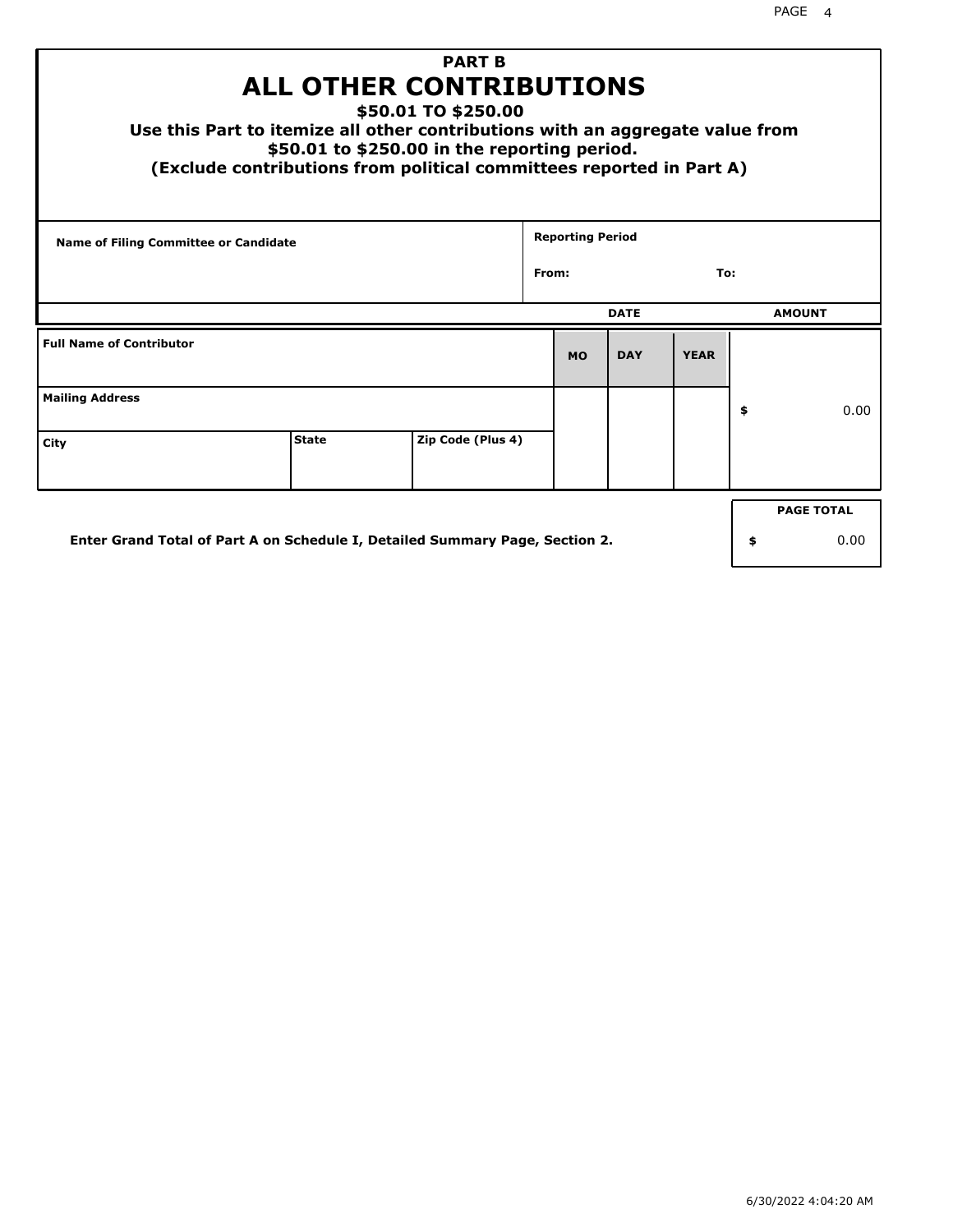# PART B

## ALL OTHER CONTRIBUTIONS

### $50.01 TO $250.00

**Use this Part to itemize all other contributions with an aggregate value from $50.01 to $250.00 in the reporting period.**

**(Exclude contributions from political committees reported in Part A)**

| Name of Filing Committee or Candidate | Reporting Period | |
|---|---|---|
| | From: | To: |

| | | | DATE | | | AMOUNT |
|---|---|---|---|---|---|---|
| **Full Name of Contributor** | | | **MO** | **DAY** | **YEAR** | |
| **Mailing Address** | | | | | | $ 0.00 |
| **City** | **State** | **Zip Code (Plus 4)** | | | | |

**Enter Grand Total of Part A on Schedule I, Detailed Summary Page, Section 2.**

| PAGE TOTAL |
|---|
| $ 0.00 |

6/30/2022 4:04:20 AM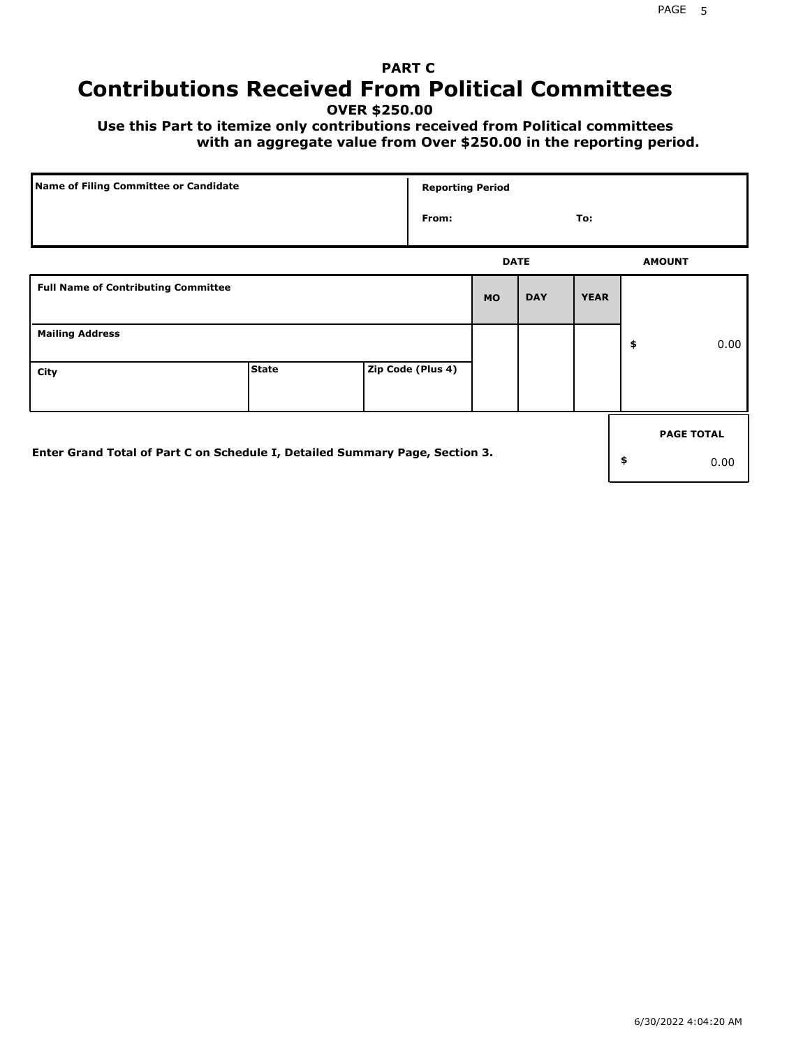# PART C

## Contributions Received From Political Committees

**OVER $250.00**

**Use this Part to itemize only contributions received from Political committees with an aggregate value from Over $250.00 in the reporting period.**

| Name of Filing Committee or Candidate | Reporting Period |
|---|---|
| | From: &nbsp;&nbsp;&nbsp;&nbsp; To: |

| Full Name of Contributing Committee | | | DATE MO | DAY | YEAR | AMOUNT |
|---|---|---|---|---|---|---|
| Mailing Address | | | | | | $ 0.00 |
| City | State | Zip Code (Plus 4) | | | | |

Enter Grand Total of Part C on Schedule I, Detailed Summary Page, Section 3.

| PAGE TOTAL |
|---|
| $ 0.00 |

6/30/2022 4:04:20 AM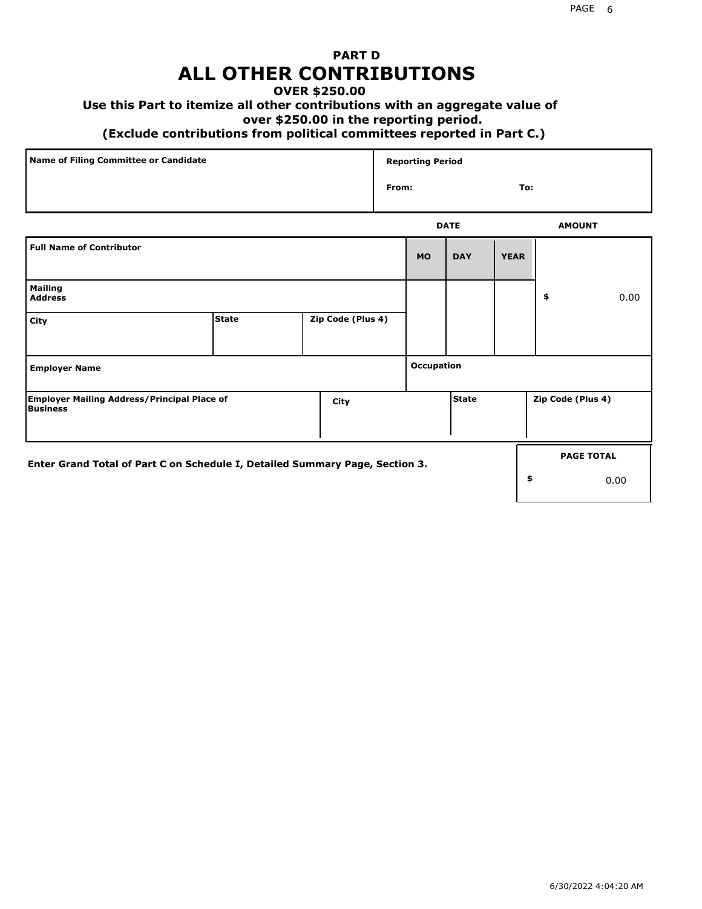# PART D
# ALL OTHER CONTRIBUTIONS

**OVER $250.00**

**Use this Part to itemize all other contributions with an aggregate value of over $250.00 in the reporting period.**

**(Exclude contributions from political committees reported in Part C.)**

| Name of Filing Committee or Candidate | Reporting Period |
| --- | --- |
| | From: To: |

| Full Name of Contributor | | | DATE MO | DAY | YEAR | AMOUNT |
| --- | --- | --- | --- | --- | --- | --- |
| Mailing Address | | | | | | $ 0.00 |
| City | State | Zip Code (Plus 4) | | | | |
| Employer Name | | | Occupation | | | |
| Employer Mailing Address/Principal Place of Business | City | | State | | Zip Code (Plus 4) | |

Enter Grand Total of Part C on Schedule I, Detailed Summary Page, Section 3.

| PAGE TOTAL |
| --- |
| $ 0.00 |

6/30/2022 4:04:20 AM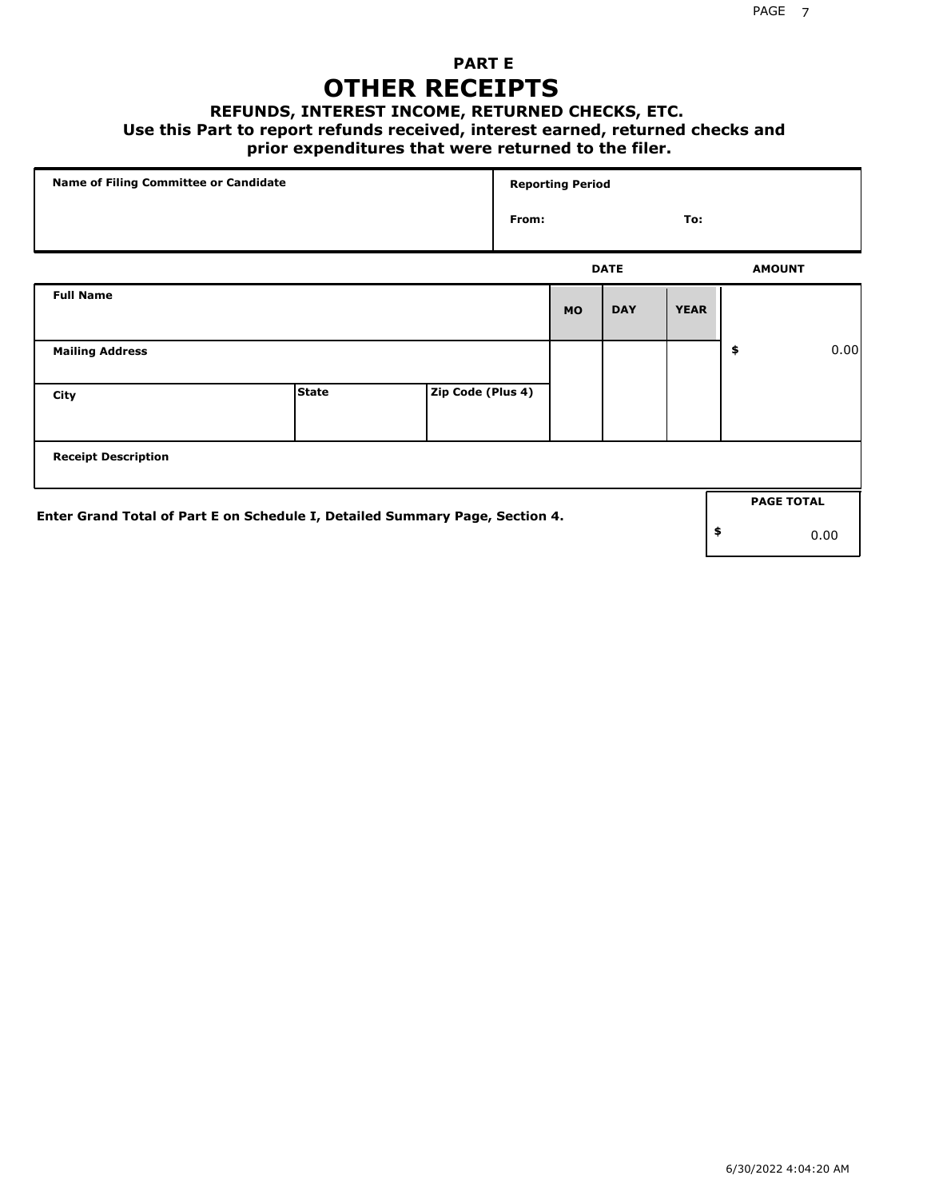## PART E

# OTHER RECEIPTS

### REFUNDS, INTEREST INCOME, RETURNED CHECKS, ETC.

**Use this Part to report refunds received, interest earned, returned checks and prior expenditures that were returned to the filer.**

| Name of Filing Committee or Candidate | Reporting Period | |
|---|---|---|
| | From: | To: |

| Full Name | | | DATE MO | DAY | YEAR | AMOUNT |
|---|---|---|---|---|---|---|
| Mailing Address | | | | | | $ 0.00 |
| City | State | Zip Code (Plus 4) | | | | |
| Receipt Description | | | | | | |

**Enter Grand Total of Part E on Schedule I, Detailed Summary Page, Section 4.**

| PAGE TOTAL |
|---|
| $ 0.00 |

6/30/2022 4:04:20 AM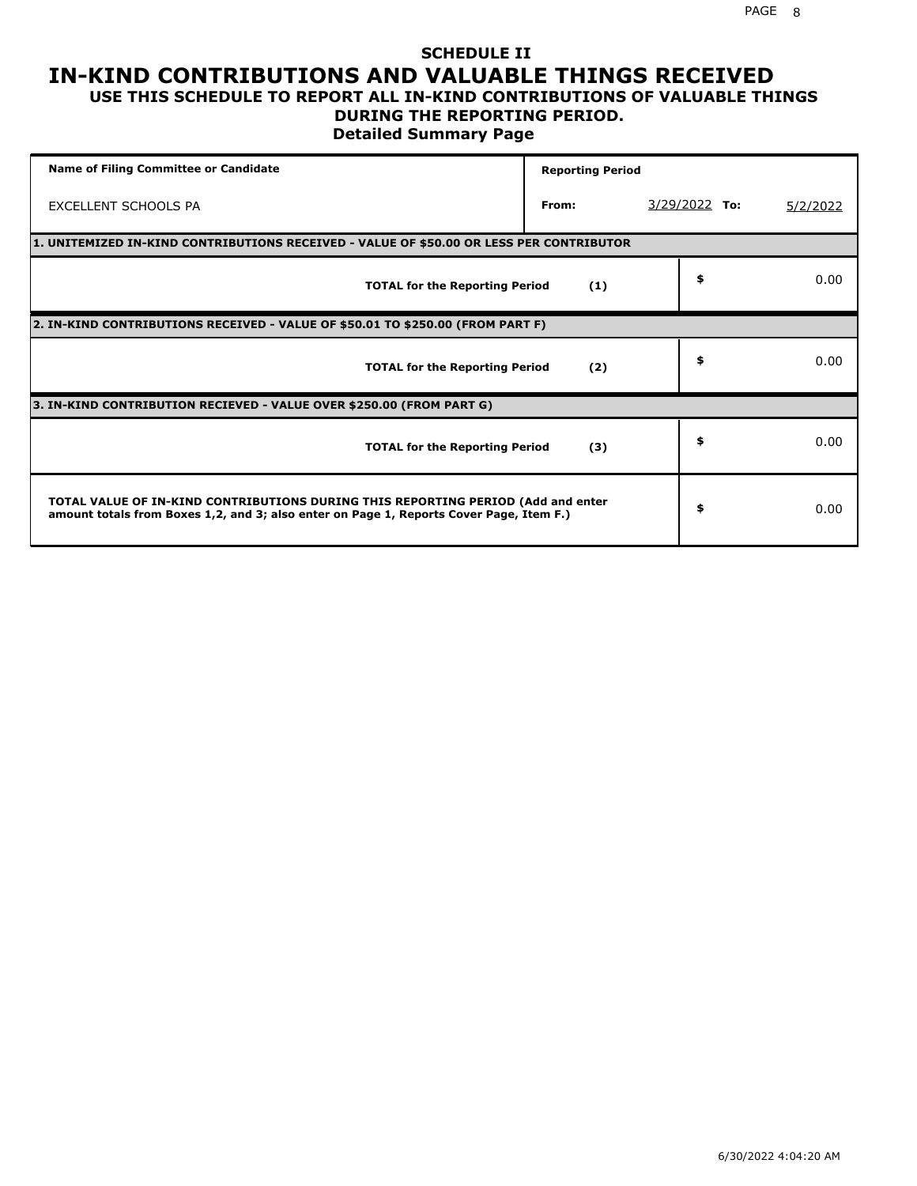# SCHEDULE II

# IN-KIND CONTRIBUTIONS AND VALUABLE THINGS RECEIVED

## USE THIS SCHEDULE TO REPORT ALL IN-KIND CONTRIBUTIONS OF VALUABLE THINGS DURING THE REPORTING PERIOD.

### Detailed Summary Page

| Name of Filing Committee or Candidate | Reporting Period | | | |
|---|---|---|---|---|
| EXCELLENT SCHOOLS PA | From: | 3/29/2022 | To: | 5/2/2022 |

**1. UNITEMIZED IN-KIND CONTRIBUTIONS RECEIVED - VALUE OF $50.00 OR LESS PER CONTRIBUTOR**

| | | |
|---|---|---|
| **TOTAL for the Reporting Period** | **(1)** | $ 0.00 |

**2. IN-KIND CONTRIBUTIONS RECEIVED - VALUE OF $50.01 TO $250.00 (FROM PART F)**

| | | |
|---|---|---|
| **TOTAL for the Reporting Period** | **(2)** | $ 0.00 |

**3. IN-KIND CONTRIBUTION RECIEVED - VALUE OVER $250.00 (FROM PART G)**

| | | |
|---|---|---|
| **TOTAL for the Reporting Period** | **(3)** | $ 0.00 |

| | |
|---|---|
| **TOTAL VALUE OF IN-KIND CONTRIBUTIONS DURING THIS REPORTING PERIOD (Add and enter amount totals from Boxes 1,2, and 3; also enter on Page 1, Reports Cover Page, Item F.)** | $ 0.00 |

6/30/2022 4:04:20 AM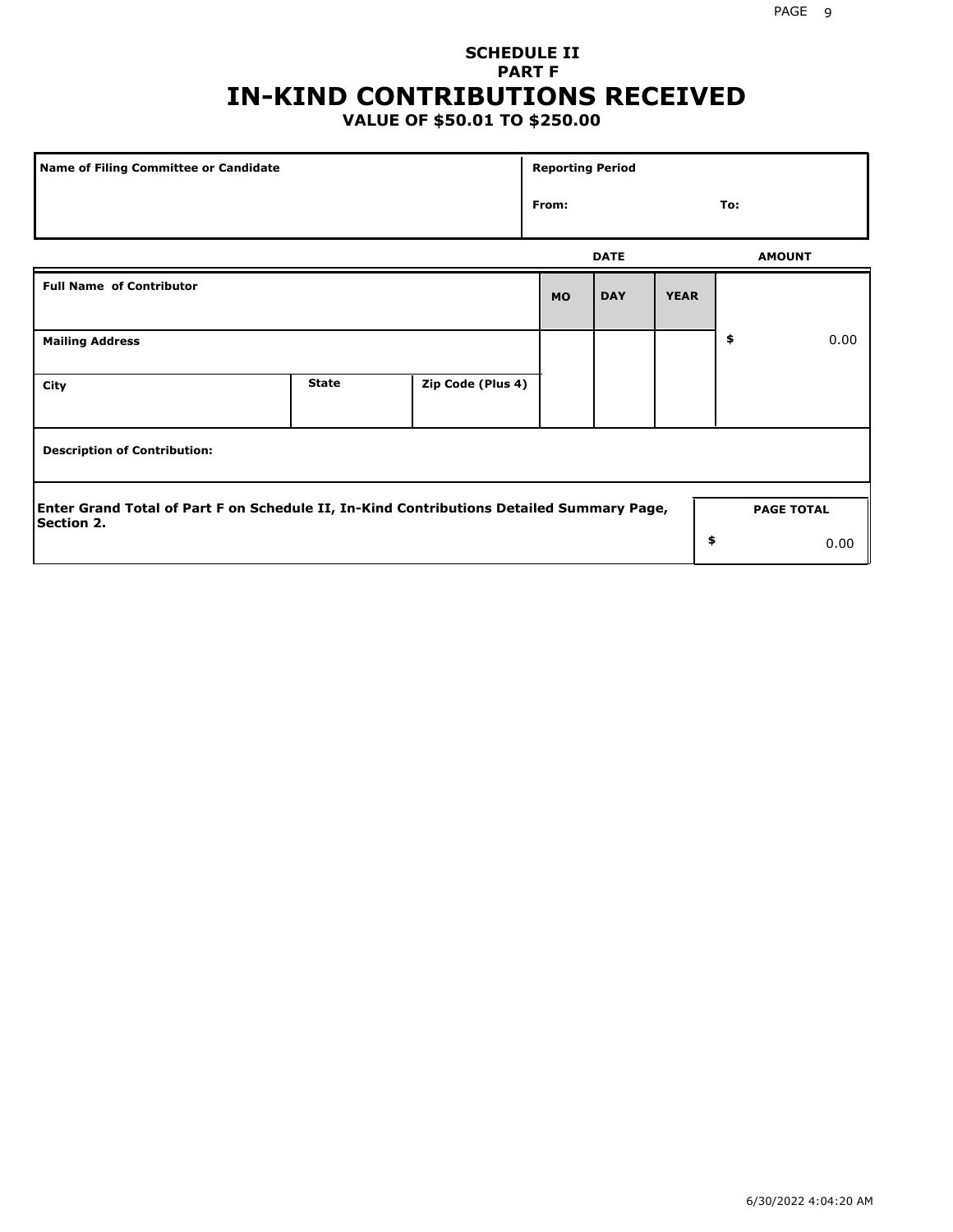# SCHEDULE II
## PART F
# IN-KIND CONTRIBUTIONS RECEIVED
### VALUE OF $50.01 TO $250.00

| Name of Filing Committee or Candidate | Reporting Period |
|---|---|
| | From: To: |

| Full Name of Contributor | | | DATE | | | AMOUNT |
|---|---|---|---|---|---|---|
| | | | MO | DAY | YEAR | |
| Mailing Address | | | | | | $ 0.00 |
| City | State | Zip Code (Plus 4) | | | | |
| Description of Contribution: | | | | | | |

| Enter Grand Total of Part F on Schedule II, In-Kind Contributions Detailed Summary Page, Section 2. | PAGE TOTAL |
|---|---|
| | $ 0.00 |

6/30/2022 4:04:20 AM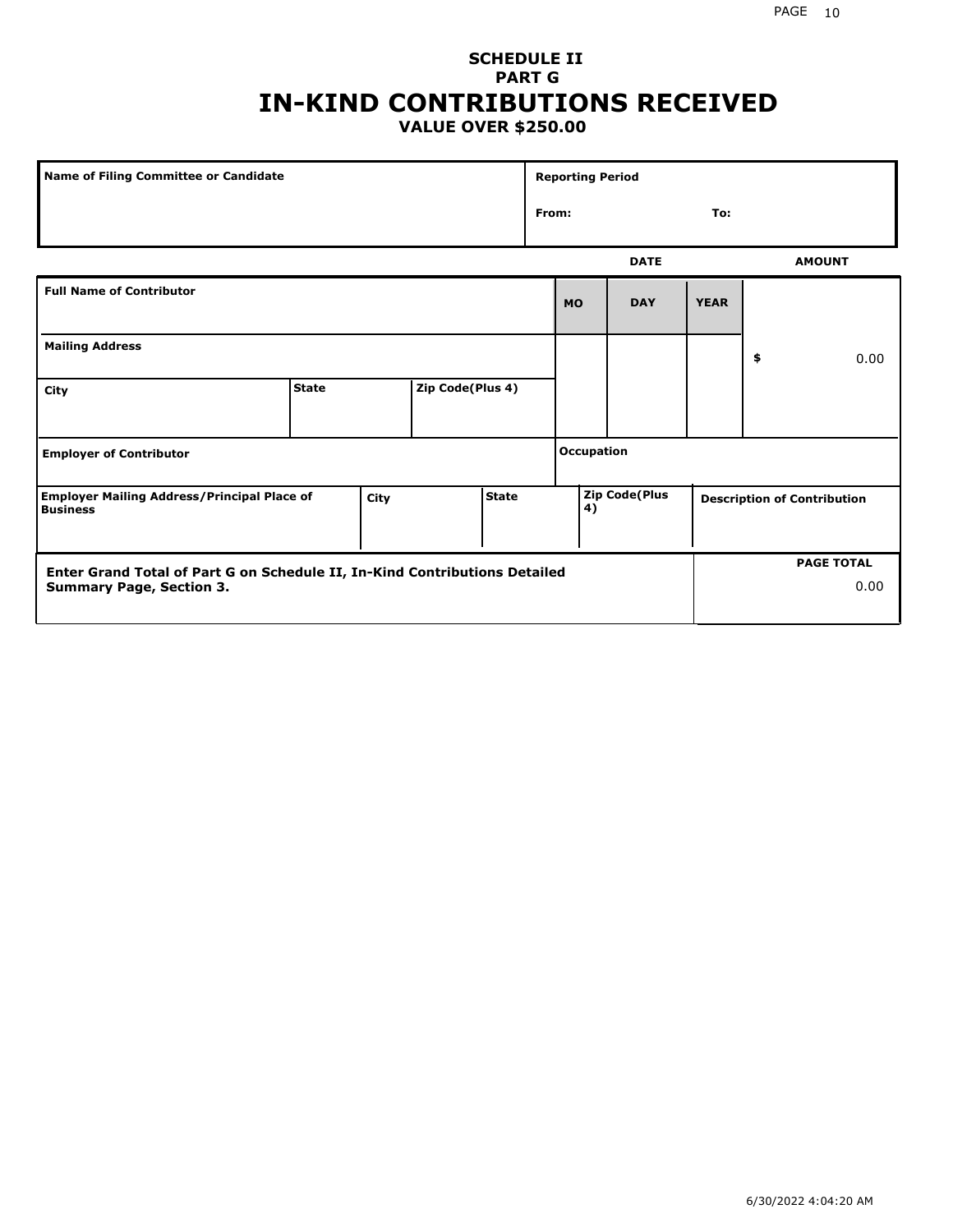# SCHEDULE II
## PART G
# IN-KIND CONTRIBUTIONS RECEIVED
### VALUE OVER $250.00

| Name of Filing Committee or Candidate | Reporting Period |
|---|---|
| | From: To: |

| Full Name of Contributor | | | DATE MO | DAY | YEAR | AMOUNT |
|---|---|---|---|---|---|---|
| Mailing Address | | | | | | $ 0.00 |
| City | State | Zip Code(Plus 4) | | | | |
| Employer of Contributor | | | Occupation | | | |

| Employer Mailing Address/Principal Place of Business | City | State | Zip Code(Plus 4) | Description of Contribution |
|---|---|---|---|---|
| | | | | |

| Enter Grand Total of Part G on Schedule II, In-Kind Contributions Detailed Summary Page, Section 3. | PAGE TOTAL |
|---|---|
| | 0.00 |

6/30/2022 4:04:20 AM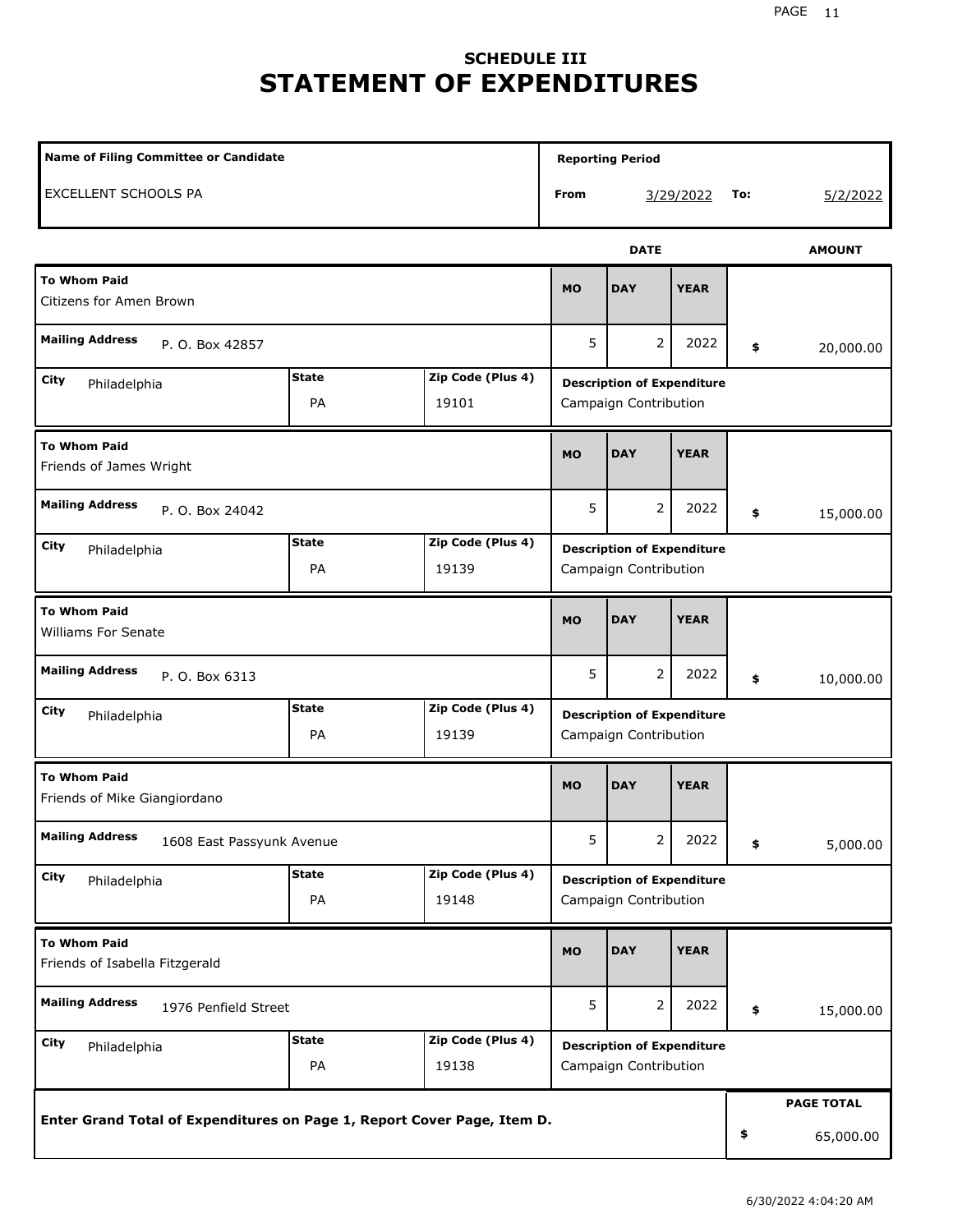## SCHEDULE III
# STATEMENT OF EXPENDITURES

| Name of Filing Committee or Candidate | Reporting Period |
| --- | --- |
| EXCELLENT SCHOOLS PA | From 3/29/2022 To: 5/2/2022 |

| To Whom Paid | Mailing Address | City | State | Zip Code (Plus 4) | MO | DAY | YEAR | Description of Expenditure | AMOUNT |
| --- | --- | --- | --- | --- | --- | --- | --- | --- | --- |
| Citizens for Amen Brown | P. O. Box 42857 | Philadelphia | PA | 19101 | 5 | 2 | 2022 | Campaign Contribution | $ 20,000.00 |
| Friends of James Wright | P. O. Box 24042 | Philadelphia | PA | 19139 | 5 | 2 | 2022 | Campaign Contribution | $ 15,000.00 |
| Williams For Senate | P. O. Box 6313 | Philadelphia | PA | 19139 | 5 | 2 | 2022 | Campaign Contribution | $ 10,000.00 |
| Friends of Mike Giangiordano | 1608 East Passyunk Avenue | Philadelphia | PA | 19148 | 5 | 2 | 2022 | Campaign Contribution | $ 5,000.00 |
| Friends of Isabella Fitzgerald | 1976 Penfield Street | Philadelphia | PA | 19138 | 5 | 2 | 2022 | Campaign Contribution | $ 15,000.00 |

**Enter Grand Total of Expenditures on Page 1, Report Cover Page, Item D.**

**PAGE TOTAL** $ 65,000.00

6/30/2022 4:04:20 AM